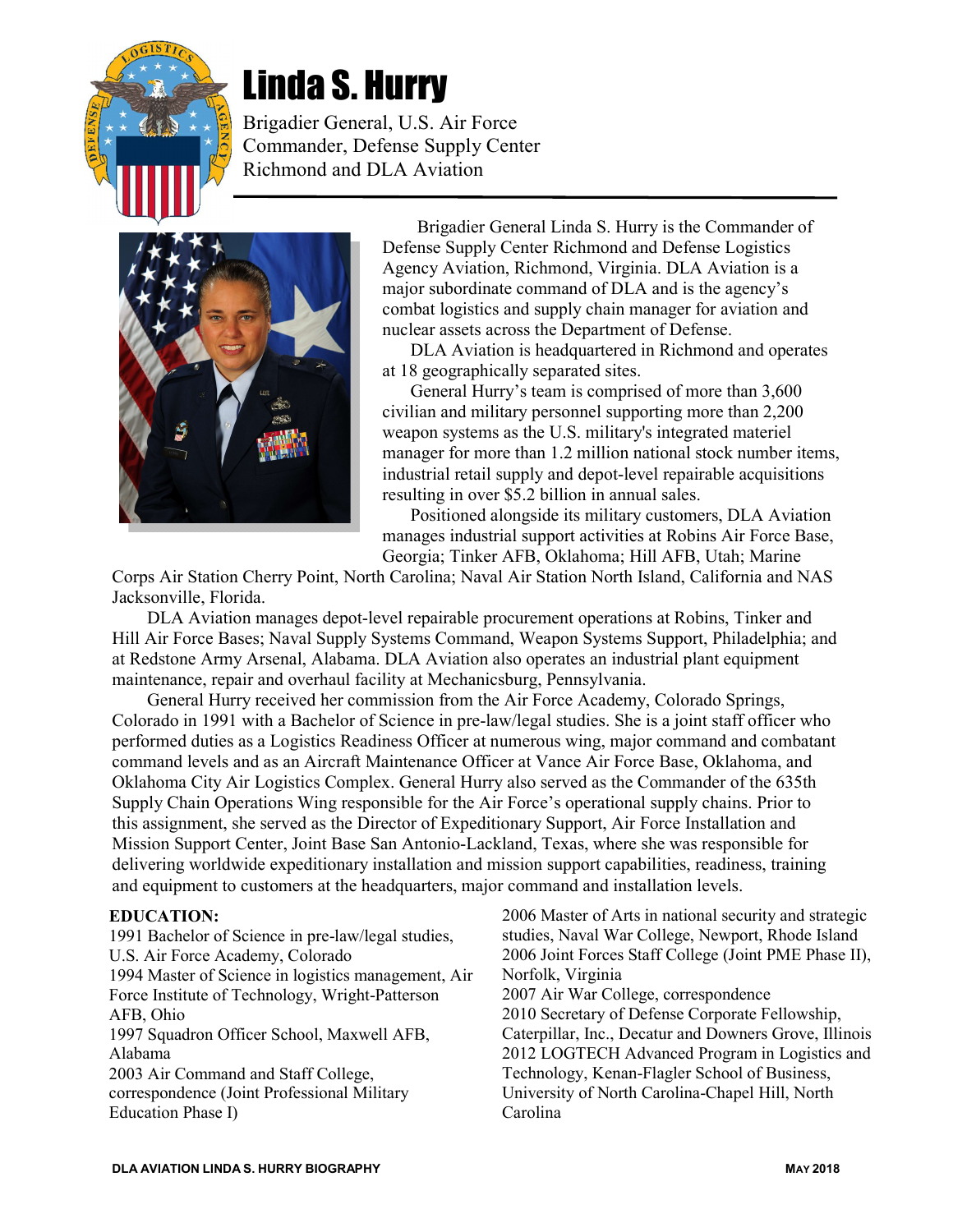# Linda S. Hurry

Brigadier General, U.S. Air Force
Commander, Defense Supply Center Richmond and DLA Aviation

Brigadier General Linda S. Hurry is the Commander of Defense Supply Center Richmond and Defense Logistics Agency Aviation, Richmond, Virginia. DLA Aviation is a major subordinate command of DLA and is the agency's combat logistics and supply chain manager for aviation and nuclear assets across the Department of Defense.

DLA Aviation is headquartered in Richmond and operates at 18 geographically separated sites.

General Hurry's team is comprised of more than 3,600 civilian and military personnel supporting more than 2,200 weapon systems as the U.S. military's integrated materiel manager for more than 1.2 million national stock number items, industrial retail supply and depot-level repairable acquisitions resulting in over $5.2 billion in annual sales.

Positioned alongside its military customers, DLA Aviation manages industrial support activities at Robins Air Force Base, Georgia; Tinker AFB, Oklahoma; Hill AFB, Utah; Marine Corps Air Station Cherry Point, North Carolina; Naval Air Station North Island, California and NAS Jacksonville, Florida.

DLA Aviation manages depot-level repairable procurement operations at Robins, Tinker and Hill Air Force Bases; Naval Supply Systems Command, Weapon Systems Support, Philadelphia; and at Redstone Army Arsenal, Alabama. DLA Aviation also operates an industrial plant equipment maintenance, repair and overhaul facility at Mechanicsburg, Pennsylvania.

General Hurry received her commission from the Air Force Academy, Colorado Springs, Colorado in 1991 with a Bachelor of Science in pre-law/legal studies. She is a joint staff officer who performed duties as a Logistics Readiness Officer at numerous wing, major command and combatant command levels and as an Aircraft Maintenance Officer at Vance Air Force Base, Oklahoma, and Oklahoma City Air Logistics Complex. General Hurry also served as the Commander of the 635th Supply Chain Operations Wing responsible for the Air Force's operational supply chains. Prior to this assignment, she served as the Director of Expeditionary Support, Air Force Installation and Mission Support Center, Joint Base San Antonio-Lackland, Texas, where she was responsible for delivering worldwide expeditionary installation and mission support capabilities, readiness, training and equipment to customers at the headquarters, major command and installation levels.

**EDUCATION:**

1991 Bachelor of Science in pre-law/legal studies, U.S. Air Force Academy, Colorado
1994 Master of Science in logistics management, Air Force Institute of Technology, Wright-Patterson AFB, Ohio
1997 Squadron Officer School, Maxwell AFB, Alabama
2003 Air Command and Staff College, correspondence (Joint Professional Military Education Phase I)
2006 Master of Arts in national security and strategic studies, Naval War College, Newport, Rhode Island
2006 Joint Forces Staff College (Joint PME Phase II), Norfolk, Virginia
2007 Air War College, correspondence
2010 Secretary of Defense Corporate Fellowship, Caterpillar, Inc., Decatur and Downers Grove, Illinois
2012 LOGTECH Advanced Program in Logistics and Technology, Kenan-Flagler School of Business, University of North Carolina-Chapel Hill, North Carolina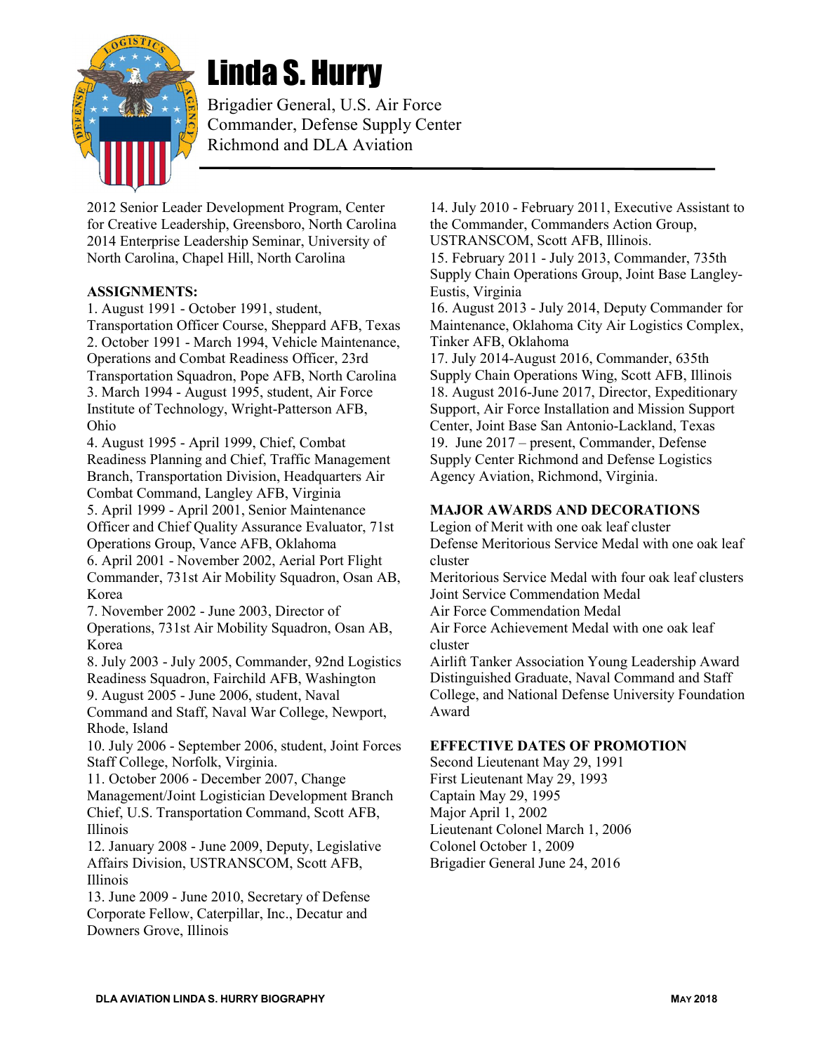# Linda S. Hurry

Brigadier General, U.S. Air Force
Commander, Defense Supply Center Richmond and DLA Aviation

2012 Senior Leader Development Program, Center for Creative Leadership, Greensboro, North Carolina
2014 Enterprise Leadership Seminar, University of North Carolina, Chapel Hill, North Carolina

**ASSIGNMENTS:**

1. August 1991 - October 1991, student, Transportation Officer Course, Sheppard AFB, Texas
2. October 1991 - March 1994, Vehicle Maintenance, Operations and Combat Readiness Officer, 23rd Transportation Squadron, Pope AFB, North Carolina
3. March 1994 - August 1995, student, Air Force Institute of Technology, Wright-Patterson AFB, Ohio
4. August 1995 - April 1999, Chief, Combat Readiness Planning and Chief, Traffic Management Branch, Transportation Division, Headquarters Air Combat Command, Langley AFB, Virginia
5. April 1999 - April 2001, Senior Maintenance Officer and Chief Quality Assurance Evaluator, 71st Operations Group, Vance AFB, Oklahoma
6. April 2001 - November 2002, Aerial Port Flight Commander, 731st Air Mobility Squadron, Osan AB, Korea
7. November 2002 - June 2003, Director of Operations, 731st Air Mobility Squadron, Osan AB, Korea
8. July 2003 - July 2005, Commander, 92nd Logistics Readiness Squadron, Fairchild AFB, Washington
9. August 2005 - June 2006, student, Naval Command and Staff, Naval War College, Newport, Rhode, Island
10. July 2006 - September 2006, student, Joint Forces Staff College, Norfolk, Virginia.
11. October 2006 - December 2007, Change Management/Joint Logistician Development Branch Chief, U.S. Transportation Command, Scott AFB, Illinois
12. January 2008 - June 2009, Deputy, Legislative Affairs Division, USTRANSCOM, Scott AFB, Illinois
13. June 2009 - June 2010, Secretary of Defense Corporate Fellow, Caterpillar, Inc., Decatur and Downers Grove, Illinois
14. July 2010 - February 2011, Executive Assistant to the Commander, Commanders Action Group, USTRANSCOM, Scott AFB, Illinois.
15. February 2011 - July 2013, Commander, 735th Supply Chain Operations Group, Joint Base Langley-Eustis, Virginia
16. August 2013 - July 2014, Deputy Commander for Maintenance, Oklahoma City Air Logistics Complex, Tinker AFB, Oklahoma
17. July 2014-August 2016, Commander, 635th Supply Chain Operations Wing, Scott AFB, Illinois
18. August 2016-June 2017, Director, Expeditionary Support, Air Force Installation and Mission Support Center, Joint Base San Antonio-Lackland, Texas
19. June 2017 – present, Commander, Defense Supply Center Richmond and Defense Logistics Agency Aviation, Richmond, Virginia.

**MAJOR AWARDS AND DECORATIONS**

Legion of Merit with one oak leaf cluster
Defense Meritorious Service Medal with one oak leaf cluster
Meritorious Service Medal with four oak leaf clusters
Joint Service Commendation Medal
Air Force Commendation Medal
Air Force Achievement Medal with one oak leaf cluster
Airlift Tanker Association Young Leadership Award
Distinguished Graduate, Naval Command and Staff College, and National Defense University Foundation Award

**EFFECTIVE DATES OF PROMOTION**

Second Lieutenant May 29, 1991
First Lieutenant May 29, 1993
Captain May 29, 1995
Major April 1, 2002
Lieutenant Colonel March 1, 2006
Colonel October 1, 2009
Brigadier General June 24, 2016